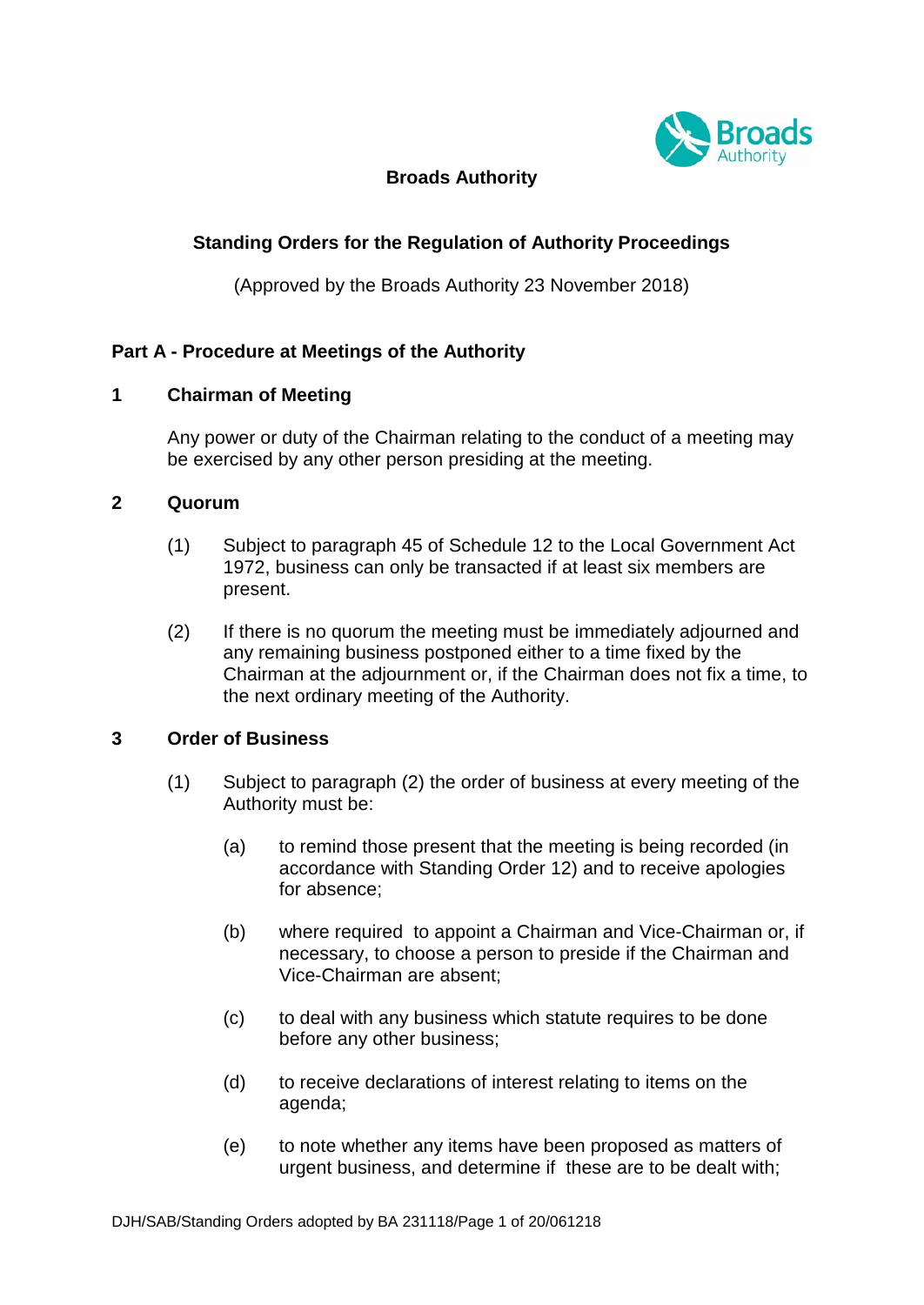# Broads Authority

## Standing Orders for the Regulation of Authority Proceedings

(Approved by the Broads Authority 23 November 2018)

## Part A - Procedure at Meetings of the Authority

### 1 Chairman of Meeting

Any power or duty of the Chairman relating to the conduct of a meeting may be exercised by any other person presiding at the meeting.

### 2 Quorum

(1) Subject to paragraph 45 of Schedule 12 to the Local Government Act 1972, business can only be transacted if at least six members are present.

(2) If there is no quorum the meeting must be immediately adjourned and any remaining business postponed either to a time fixed by the Chairman at the adjournment or, if the Chairman does not fix a time, to the next ordinary meeting of the Authority.

### 3 Order of Business

(1) Subject to paragraph (2) the order of business at every meeting of the Authority must be:

(a) to remind those present that the meeting is being recorded (in accordance with Standing Order 12) and to receive apologies for absence;

(b) where required to appoint a Chairman and Vice-Chairman or, if necessary, to choose a person to preside if the Chairman and Vice-Chairman are absent;

(c) to deal with any business which statute requires to be done before any other business;

(d) to receive declarations of interest relating to items on the agenda;

(e) to note whether any items have been proposed as matters of urgent business, and determine if these are to be dealt with;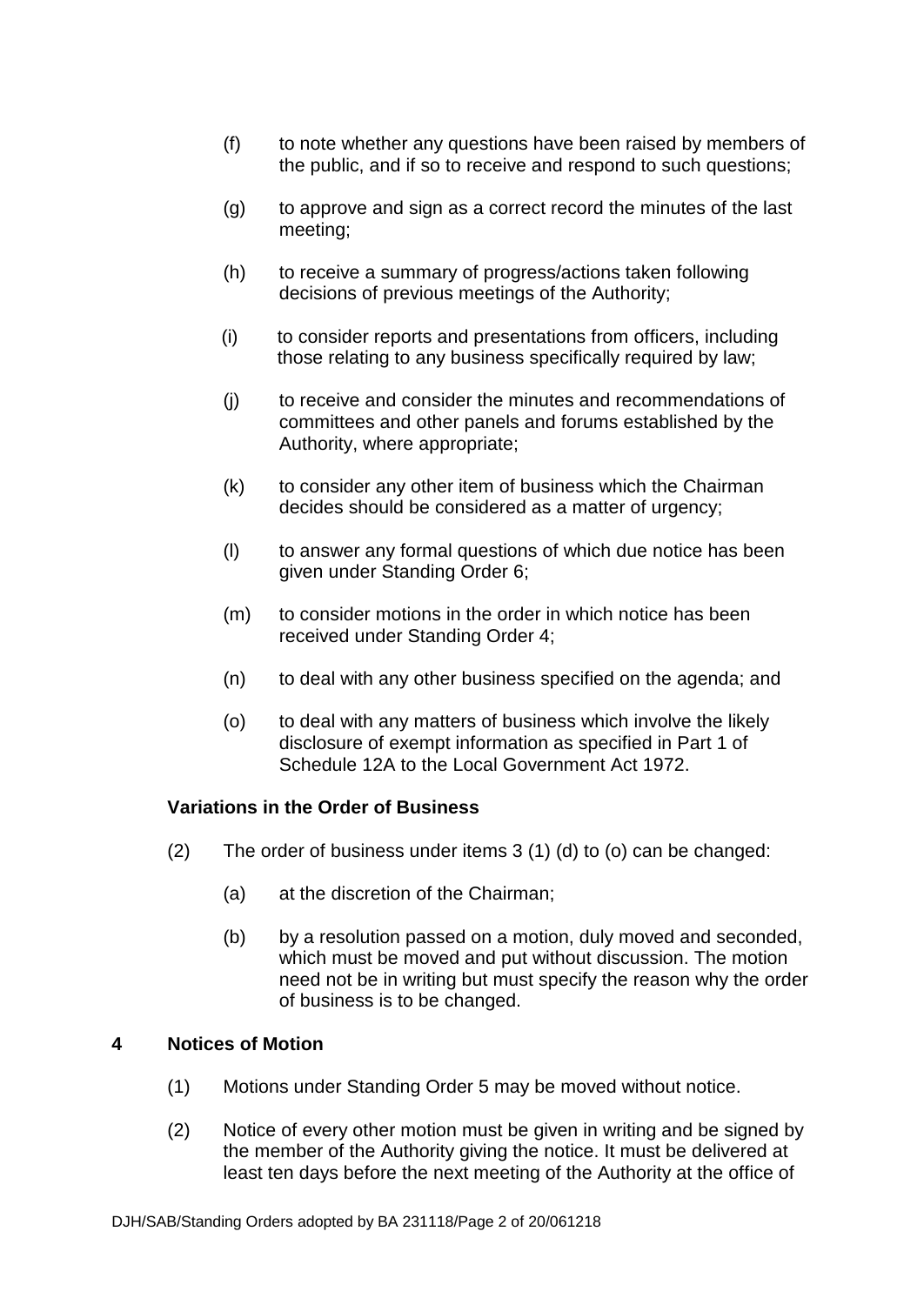(f) to note whether any questions have been raised by members of the public, and if so to receive and respond to such questions;

(g) to approve and sign as a correct record the minutes of the last meeting;

(h) to receive a summary of progress/actions taken following decisions of previous meetings of the Authority;

(i) to consider reports and presentations from officers, including those relating to any business specifically required by law;

(j) to receive and consider the minutes and recommendations of committees and other panels and forums established by the Authority, where appropriate;

(k) to consider any other item of business which the Chairman decides should be considered as a matter of urgency;

(l) to answer any formal questions of which due notice has been given under Standing Order 6;

(m) to consider motions in the order in which notice has been received under Standing Order 4;

(n) to deal with any other business specified on the agenda; and

(o) to deal with any matters of business which involve the likely disclosure of exempt information as specified in Part 1 of Schedule 12A to the Local Government Act 1972.

**Variations in the Order of Business**

(2) The order of business under items 3 (1) (d) to (o) can be changed:

(a) at the discretion of the Chairman;

(b) by a resolution passed on a motion, duly moved and seconded, which must be moved and put without discussion. The motion need not be in writing but must specify the reason why the order of business is to be changed.

## 4 Notices of Motion

(1) Motions under Standing Order 5 may be moved without notice.

(2) Notice of every other motion must be given in writing and be signed by the member of the Authority giving the notice. It must be delivered at least ten days before the next meeting of the Authority at the office of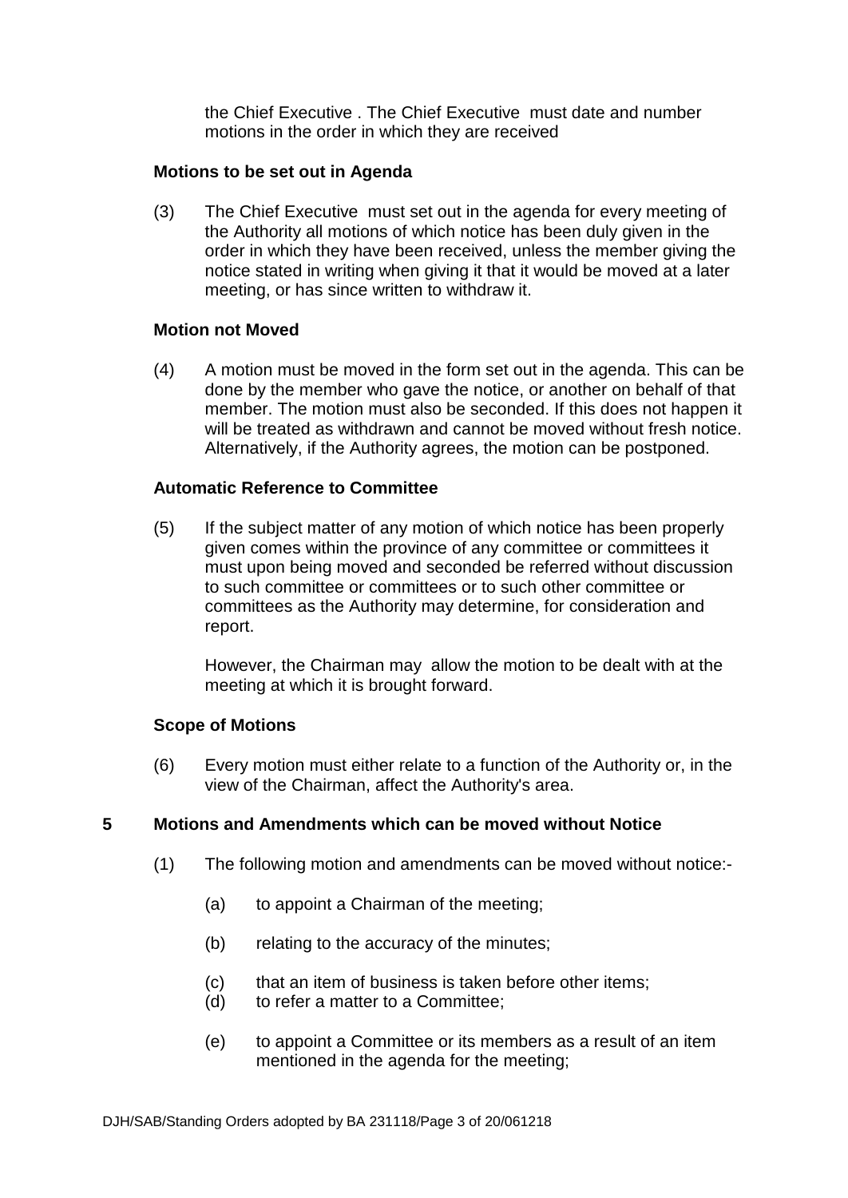the Chief Executive . The Chief Executive must date and number motions in the order in which they are received

**Motions to be set out in Agenda**

(3) The Chief Executive must set out in the agenda for every meeting of the Authority all motions of which notice has been duly given in the order in which they have been received, unless the member giving the notice stated in writing when giving it that it would be moved at a later meeting, or has since written to withdraw it.

**Motion not Moved**

(4) A motion must be moved in the form set out in the agenda. This can be done by the member who gave the notice, or another on behalf of that member. The motion must also be seconded. If this does not happen it will be treated as withdrawn and cannot be moved without fresh notice. Alternatively, if the Authority agrees, the motion can be postponed.

**Automatic Reference to Committee**

(5) If the subject matter of any motion of which notice has been properly given comes within the province of any committee or committees it must upon being moved and seconded be referred without discussion to such committee or committees or to such other committee or committees as the Authority may determine, for consideration and report.

However, the Chairman may allow the motion to be dealt with at the meeting at which it is brought forward.

**Scope of Motions**

(6) Every motion must either relate to a function of the Authority or, in the view of the Chairman, affect the Authority's area.

## 5 Motions and Amendments which can be moved without Notice

(1) The following motion and amendments can be moved without notice:-

(a) to appoint a Chairman of the meeting;

(b) relating to the accuracy of the minutes;

(c) that an item of business is taken before other items;

(d) to refer a matter to a Committee;

(e) to appoint a Committee or its members as a result of an item mentioned in the agenda for the meeting;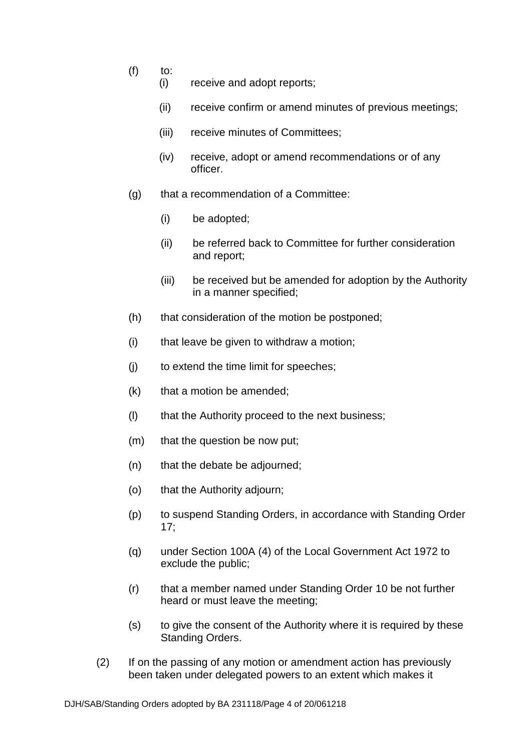(f) to:

   (i) receive and adopt reports;

   (ii) receive confirm or amend minutes of previous meetings;

   (iii) receive minutes of Committees;

   (iv) receive, adopt or amend recommendations or of any officer.

(g) that a recommendation of a Committee:

   (i) be adopted;

   (ii) be referred back to Committee for further consideration and report;

   (iii) be received but be amended for adoption by the Authority in a manner specified;

(h) that consideration of the motion be postponed;

(i) that leave be given to withdraw a motion;

(j) to extend the time limit for speeches;

(k) that a motion be amended;

(l) that the Authority proceed to the next business;

(m) that the question be now put;

(n) that the debate be adjourned;

(o) that the Authority adjourn;

(p) to suspend Standing Orders, in accordance with Standing Order 17;

(q) under Section 100A (4) of the Local Government Act 1972 to exclude the public;

(r) that a member named under Standing Order 10 be not further heard or must leave the meeting;

(s) to give the consent of the Authority where it is required by these Standing Orders.

(2) If on the passing of any motion or amendment action has previously been taken under delegated powers to an extent which makes it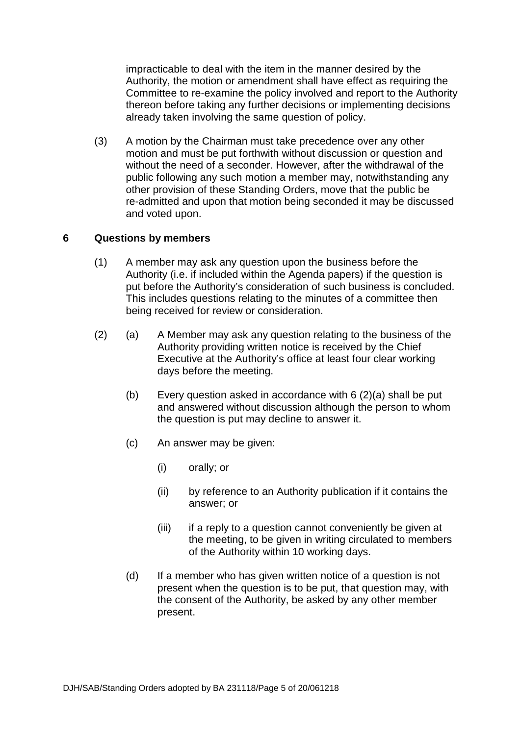impracticable to deal with the item in the manner desired by the Authority, the motion or amendment shall have effect as requiring the Committee to re-examine the policy involved and report to the Authority thereon before taking any further decisions or implementing decisions already taken involving the same question of policy.

(3) A motion by the Chairman must take precedence over any other motion and must be put forthwith without discussion or question and without the need of a seconder. However, after the withdrawal of the public following any such motion a member may, notwithstanding any other provision of these Standing Orders, move that the public be re-admitted and upon that motion being seconded it may be discussed and voted upon.

## 6 Questions by members

(1) A member may ask any question upon the business before the Authority (i.e. if included within the Agenda papers) if the question is put before the Authority's consideration of such business is concluded. This includes questions relating to the minutes of a committee then being received for review or consideration.

(2) (a) A Member may ask any question relating to the business of the Authority providing written notice is received by the Chief Executive at the Authority's office at least four clear working days before the meeting.

(b) Every question asked in accordance with 6 (2)(a) shall be put and answered without discussion although the person to whom the question is put may decline to answer it.

(c) An answer may be given:

(i) orally; or

(ii) by reference to an Authority publication if it contains the answer; or

(iii) if a reply to a question cannot conveniently be given at the meeting, to be given in writing circulated to members of the Authority within 10 working days.

(d) If a member who has given written notice of a question is not present when the question is to be put, that question may, with the consent of the Authority, be asked by any other member present.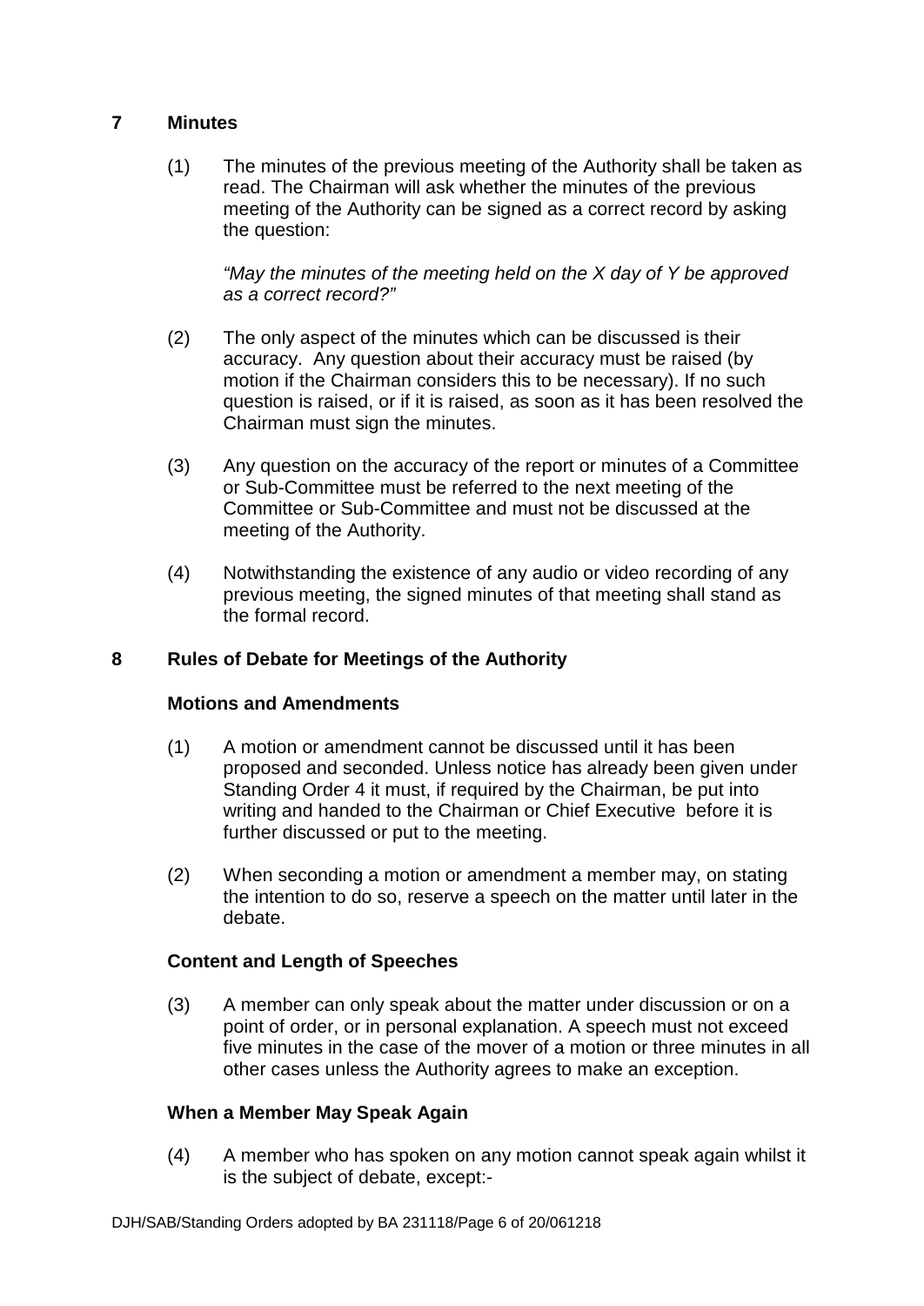## 7 Minutes

(1) The minutes of the previous meeting of the Authority shall be taken as read. The Chairman will ask whether the minutes of the previous meeting of the Authority can be signed as a correct record by asking the question:

*"May the minutes of the meeting held on the X day of Y be approved as a correct record?"*

(2) The only aspect of the minutes which can be discussed is their accuracy. Any question about their accuracy must be raised (by motion if the Chairman considers this to be necessary). If no such question is raised, or if it is raised, as soon as it has been resolved the Chairman must sign the minutes.

(3) Any question on the accuracy of the report or minutes of a Committee or Sub-Committee must be referred to the next meeting of the Committee or Sub-Committee and must not be discussed at the meeting of the Authority.

(4) Notwithstanding the existence of any audio or video recording of any previous meeting, the signed minutes of that meeting shall stand as the formal record.

## 8 Rules of Debate for Meetings of the Authority

### Motions and Amendments

(1) A motion or amendment cannot be discussed until it has been proposed and seconded. Unless notice has already been given under Standing Order 4 it must, if required by the Chairman, be put into writing and handed to the Chairman or Chief Executive before it is further discussed or put to the meeting.

(2) When seconding a motion or amendment a member may, on stating the intention to do so, reserve a speech on the matter until later in the debate.

### Content and Length of Speeches

(3) A member can only speak about the matter under discussion or on a point of order, or in personal explanation. A speech must not exceed five minutes in the case of the mover of a motion or three minutes in all other cases unless the Authority agrees to make an exception.

### When a Member May Speak Again

(4) A member who has spoken on any motion cannot speak again whilst it is the subject of debate, except:-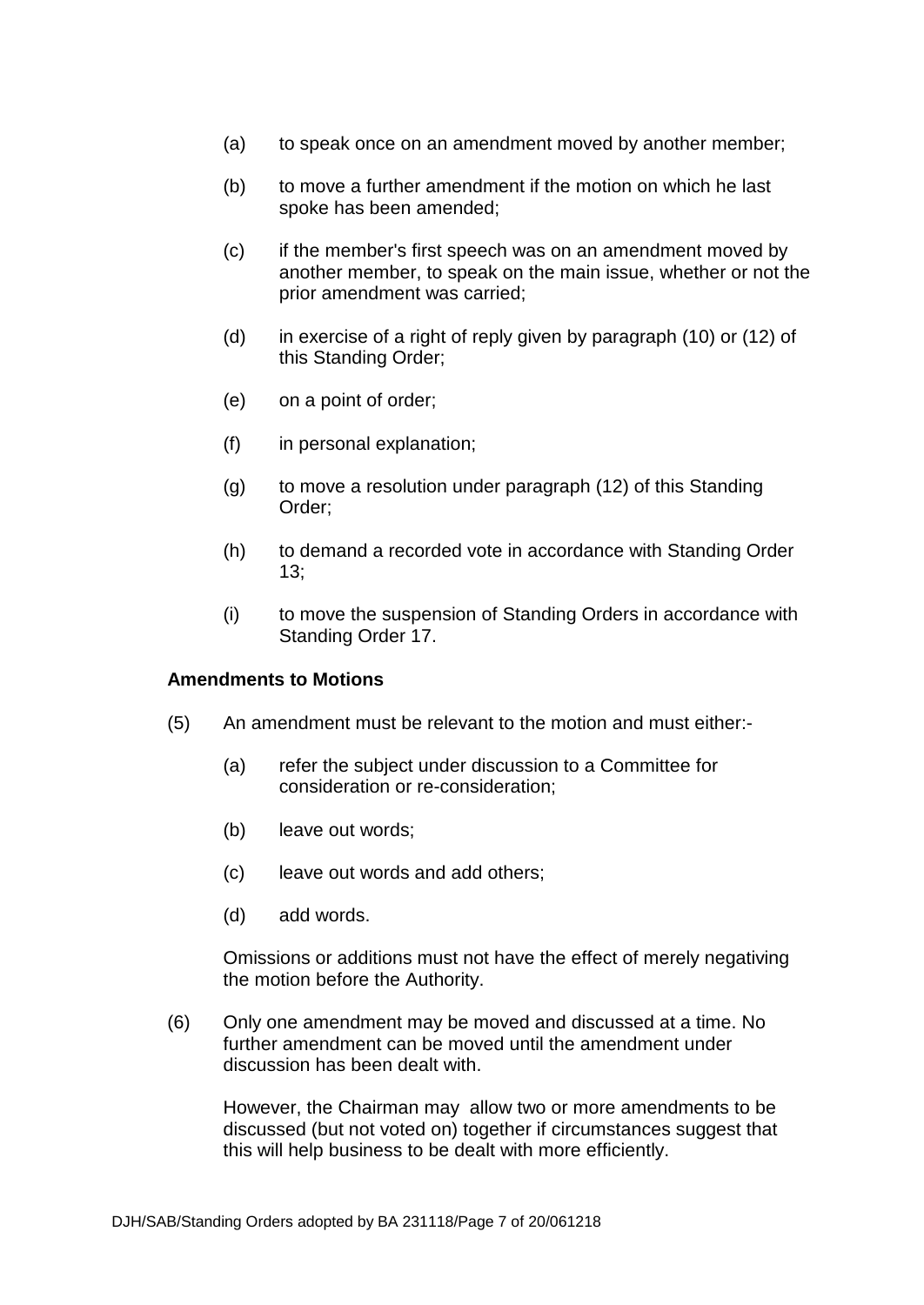(a) to speak once on an amendment moved by another member;

(b) to move a further amendment if the motion on which he last spoke has been amended;

(c) if the member's first speech was on an amendment moved by another member, to speak on the main issue, whether or not the prior amendment was carried;

(d) in exercise of a right of reply given by paragraph (10) or (12) of this Standing Order;

(e) on a point of order;

(f) in personal explanation;

(g) to move a resolution under paragraph (12) of this Standing Order;

(h) to demand a recorded vote in accordance with Standing Order 13;

(i) to move the suspension of Standing Orders in accordance with Standing Order 17.

**Amendments to Motions**

(5) An amendment must be relevant to the motion and must either:-

(a) refer the subject under discussion to a Committee for consideration or re-consideration;

(b) leave out words;

(c) leave out words and add others;

(d) add words.

Omissions or additions must not have the effect of merely negativing the motion before the Authority.

(6) Only one amendment may be moved and discussed at a time. No further amendment can be moved until the amendment under discussion has been dealt with.

However, the Chairman may allow two or more amendments to be discussed (but not voted on) together if circumstances suggest that this will help business to be dealt with more efficiently.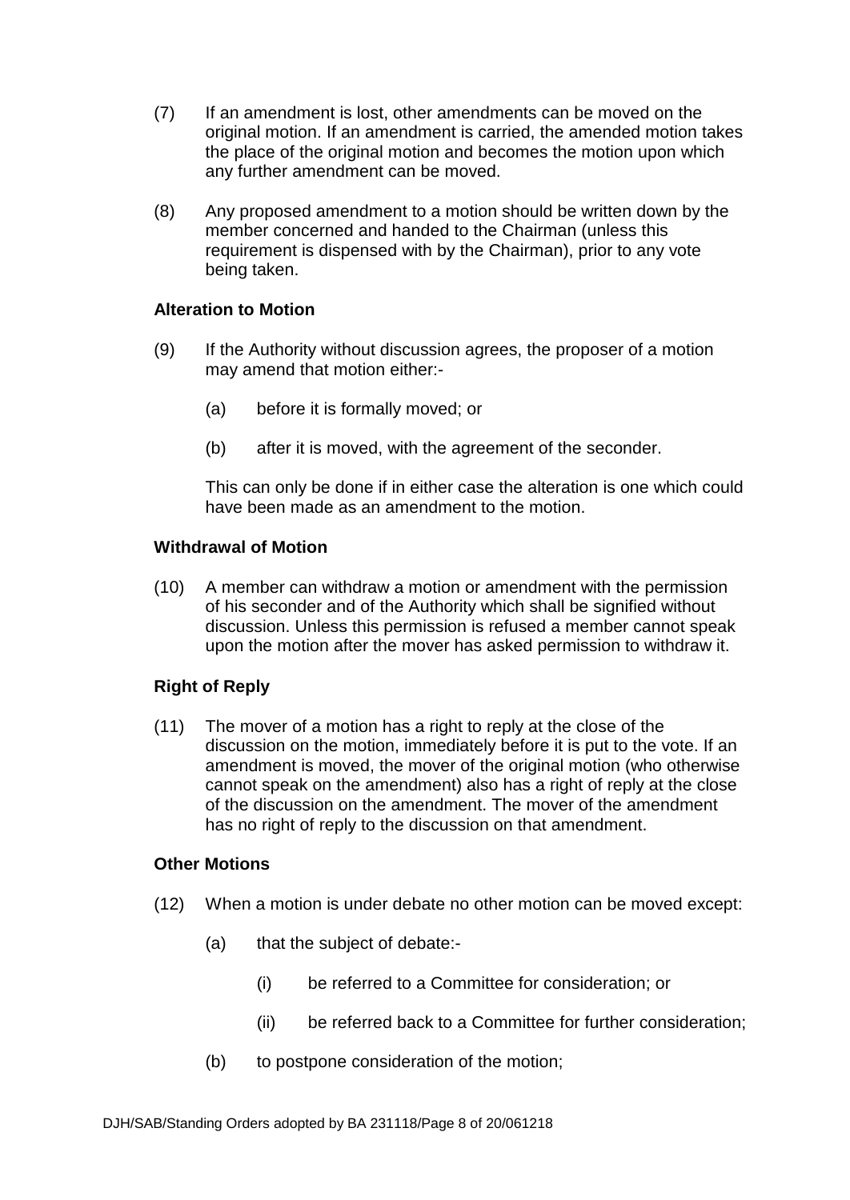(7) If an amendment is lost, other amendments can be moved on the original motion. If an amendment is carried, the amended motion takes the place of the original motion and becomes the motion upon which any further amendment can be moved.

(8) Any proposed amendment to a motion should be written down by the member concerned and handed to the Chairman (unless this requirement is dispensed with by the Chairman), prior to any vote being taken.

**Alteration to Motion**

(9) If the Authority without discussion agrees, the proposer of a motion may amend that motion either:-

  (a) before it is formally moved; or

  (b) after it is moved, with the agreement of the seconder.

  This can only be done if in either case the alteration is one which could have been made as an amendment to the motion.

**Withdrawal of Motion**

(10) A member can withdraw a motion or amendment with the permission of his seconder and of the Authority which shall be signified without discussion. Unless this permission is refused a member cannot speak upon the motion after the mover has asked permission to withdraw it.

**Right of Reply**

(11) The mover of a motion has a right to reply at the close of the discussion on the motion, immediately before it is put to the vote. If an amendment is moved, the mover of the original motion (who otherwise cannot speak on the amendment) also has a right of reply at the close of the discussion on the amendment. The mover of the amendment has no right of reply to the discussion on that amendment.

**Other Motions**

(12) When a motion is under debate no other motion can be moved except:

  (a) that the subject of debate:-

    (i) be referred to a Committee for consideration; or

    (ii) be referred back to a Committee for further consideration;

  (b) to postpone consideration of the motion;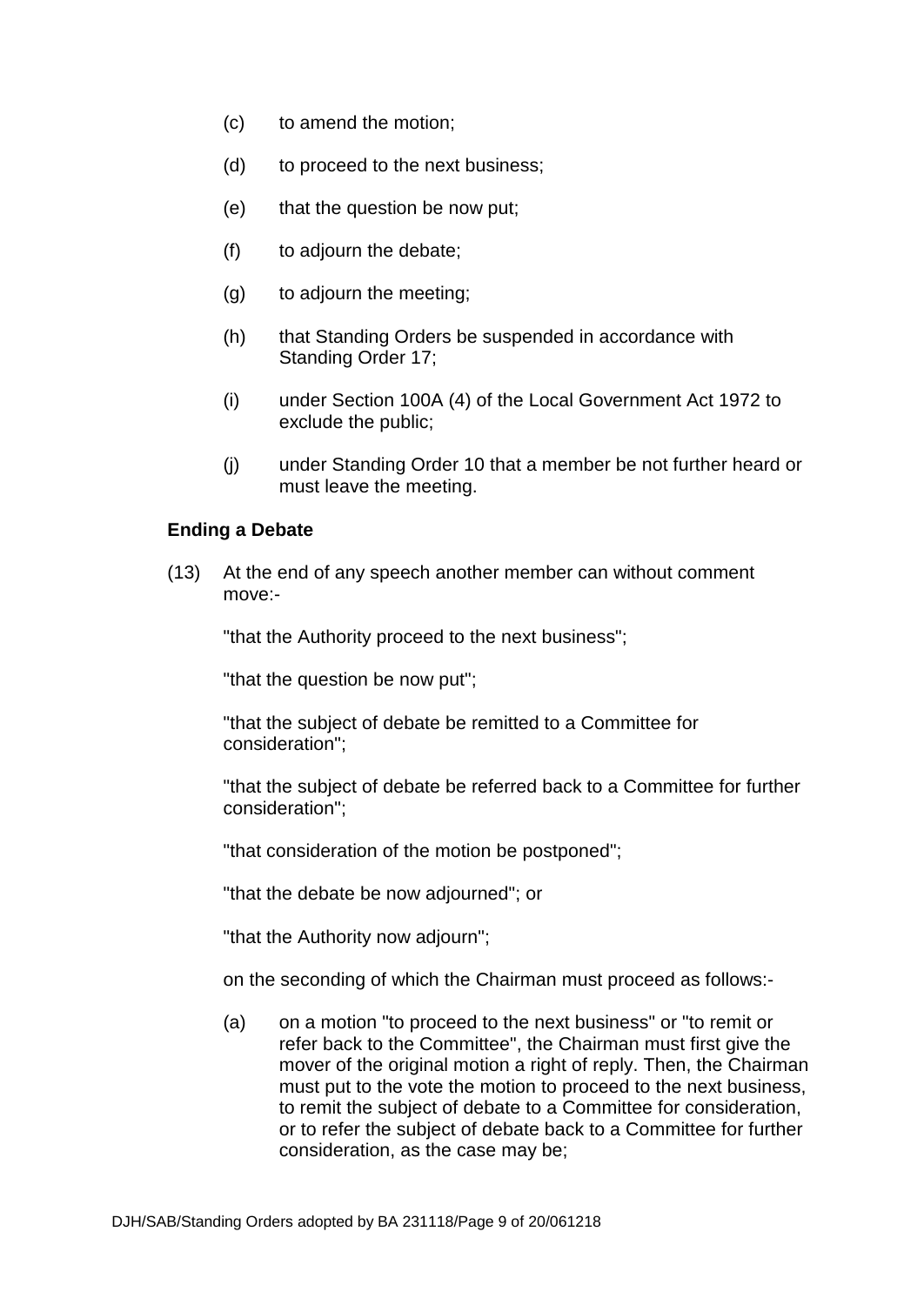(c) to amend the motion;

(d) to proceed to the next business;

(e) that the question be now put;

(f) to adjourn the debate;

(g) to adjourn the meeting;

(h) that Standing Orders be suspended in accordance with Standing Order 17;

(i) under Section 100A (4) of the Local Government Act 1972 to exclude the public;

(j) under Standing Order 10 that a member be not further heard or must leave the meeting.

**Ending a Debate**

(13) At the end of any speech another member can without comment move:-

"that the Authority proceed to the next business";

"that the question be now put";

"that the subject of debate be remitted to a Committee for consideration";

"that the subject of debate be referred back to a Committee for further consideration";

"that consideration of the motion be postponed";

"that the debate be now adjourned"; or

"that the Authority now adjourn";

on the seconding of which the Chairman must proceed as follows:-

(a) on a motion "to proceed to the next business" or "to remit or refer back to the Committee", the Chairman must first give the mover of the original motion a right of reply. Then, the Chairman must put to the vote the motion to proceed to the next business, to remit the subject of debate to a Committee for consideration, or to refer the subject of debate back to a Committee for further consideration, as the case may be;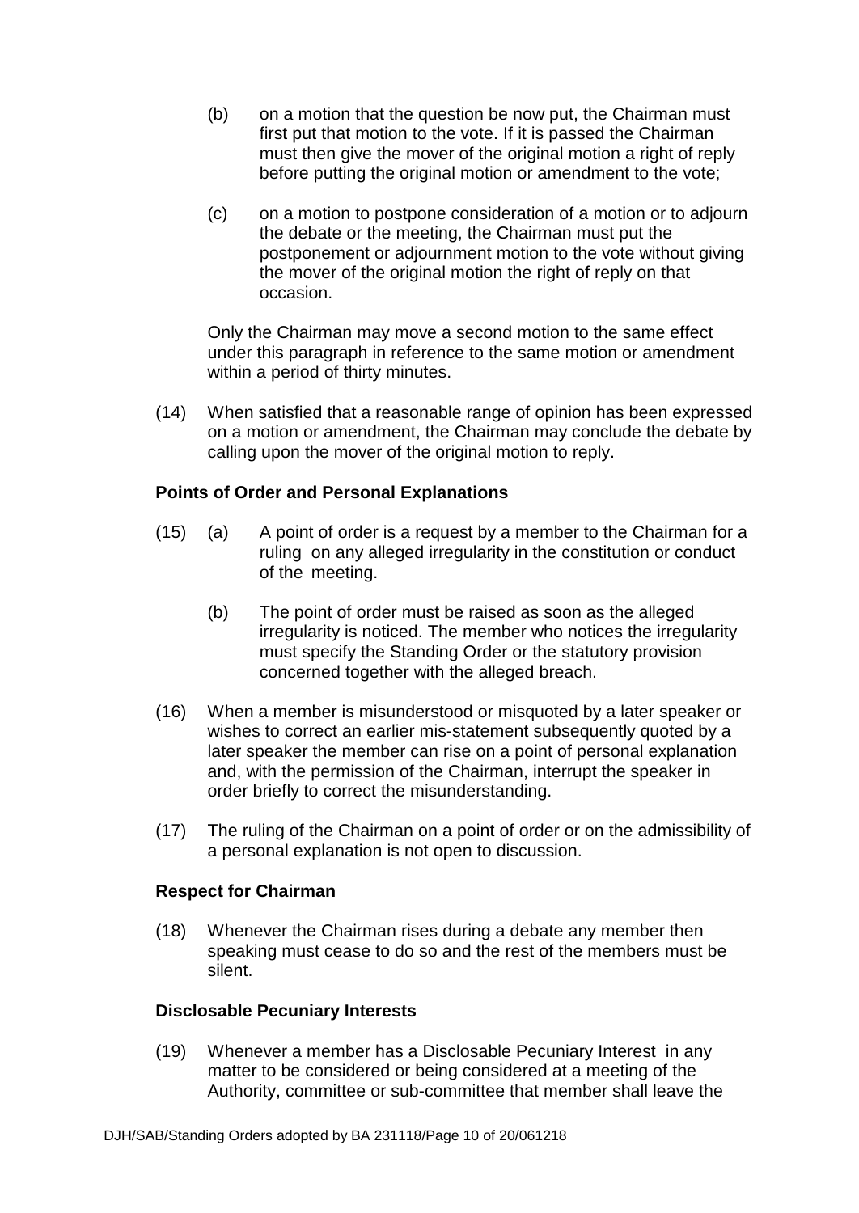(b) on a motion that the question be now put, the Chairman must first put that motion to the vote. If it is passed the Chairman must then give the mover of the original motion a right of reply before putting the original motion or amendment to the vote;

(c) on a motion to postpone consideration of a motion or to adjourn the debate or the meeting, the Chairman must put the postponement or adjournment motion to the vote without giving the mover of the original motion the right of reply on that occasion.

Only the Chairman may move a second motion to the same effect under this paragraph in reference to the same motion or amendment within a period of thirty minutes.

(14) When satisfied that a reasonable range of opinion has been expressed on a motion or amendment, the Chairman may conclude the debate by calling upon the mover of the original motion to reply.

**Points of Order and Personal Explanations**

(15) (a) A point of order is a request by a member to the Chairman for a ruling on any alleged irregularity in the constitution or conduct of the meeting.

(b) The point of order must be raised as soon as the alleged irregularity is noticed. The member who notices the irregularity must specify the Standing Order or the statutory provision concerned together with the alleged breach.

(16) When a member is misunderstood or misquoted by a later speaker or wishes to correct an earlier mis-statement subsequently quoted by a later speaker the member can rise on a point of personal explanation and, with the permission of the Chairman, interrupt the speaker in order briefly to correct the misunderstanding.

(17) The ruling of the Chairman on a point of order or on the admissibility of a personal explanation is not open to discussion.

**Respect for Chairman**

(18) Whenever the Chairman rises during a debate any member then speaking must cease to do so and the rest of the members must be silent.

**Disclosable Pecuniary Interests**

(19) Whenever a member has a Disclosable Pecuniary Interest in any matter to be considered or being considered at a meeting of the Authority, committee or sub-committee that member shall leave the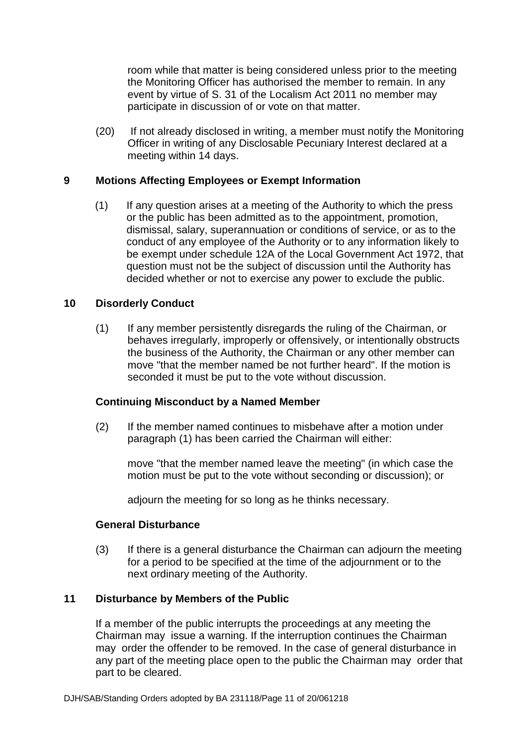room while that matter is being considered unless prior to the meeting the Monitoring Officer has authorised the member to remain. In any event by virtue of S. 31 of the Localism Act 2011 no member may participate in discussion of or vote on that matter.

(20) If not already disclosed in writing, a member must notify the Monitoring Officer in writing of any Disclosable Pecuniary Interest declared at a meeting within 14 days.

## 9 Motions Affecting Employees or Exempt Information

(1) If any question arises at a meeting of the Authority to which the press or the public has been admitted as to the appointment, promotion, dismissal, salary, superannuation or conditions of service, or as to the conduct of any employee of the Authority or to any information likely to be exempt under schedule 12A of the Local Government Act 1972, that question must not be the subject of discussion until the Authority has decided whether or not to exercise any power to exclude the public.

## 10 Disorderly Conduct

(1) If any member persistently disregards the ruling of the Chairman, or behaves irregularly, improperly or offensively, or intentionally obstructs the business of the Authority, the Chairman or any other member can move "that the member named be not further heard". If the motion is seconded it must be put to the vote without discussion.

### Continuing Misconduct by a Named Member

(2) If the member named continues to misbehave after a motion under paragraph (1) has been carried the Chairman will either:

move "that the member named leave the meeting" (in which case the motion must be put to the vote without seconding or discussion); or

adjourn the meeting for so long as he thinks necessary.

### General Disturbance

(3) If there is a general disturbance the Chairman can adjourn the meeting for a period to be specified at the time of the adjournment or to the next ordinary meeting of the Authority.

## 11 Disturbance by Members of the Public

If a member of the public interrupts the proceedings at any meeting the Chairman may issue a warning. If the interruption continues the Chairman may order the offender to be removed. In the case of general disturbance in any part of the meeting place open to the public the Chairman may order that part to be cleared.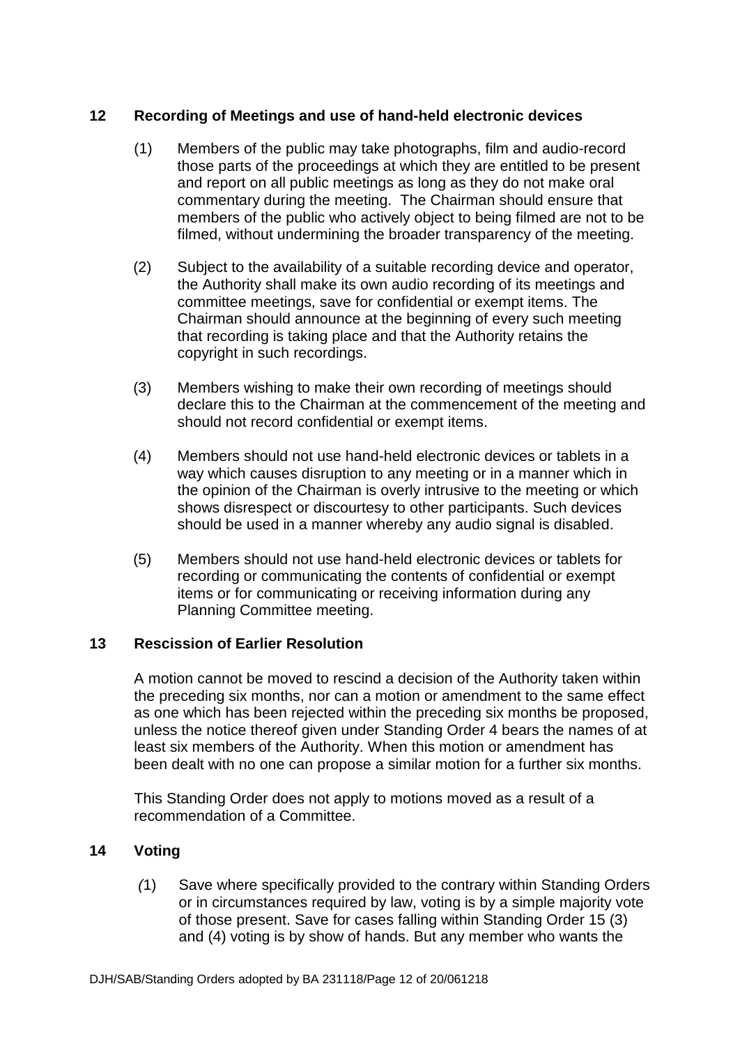## 12 Recording of Meetings and use of hand-held electronic devices

(1) Members of the public may take photographs, film and audio-record those parts of the proceedings at which they are entitled to be present and report on all public meetings as long as they do not make oral commentary during the meeting. The Chairman should ensure that members of the public who actively object to being filmed are not to be filmed, without undermining the broader transparency of the meeting.

(2) Subject to the availability of a suitable recording device and operator, the Authority shall make its own audio recording of its meetings and committee meetings, save for confidential or exempt items. The Chairman should announce at the beginning of every such meeting that recording is taking place and that the Authority retains the copyright in such recordings.

(3) Members wishing to make their own recording of meetings should declare this to the Chairman at the commencement of the meeting and should not record confidential or exempt items.

(4) Members should not use hand-held electronic devices or tablets in a way which causes disruption to any meeting or in a manner which in the opinion of the Chairman is overly intrusive to the meeting or which shows disrespect or discourtesy to other participants. Such devices should be used in a manner whereby any audio signal is disabled.

(5) Members should not use hand-held electronic devices or tablets for recording or communicating the contents of confidential or exempt items or for communicating or receiving information during any Planning Committee meeting.

## 13 Rescission of Earlier Resolution

A motion cannot be moved to rescind a decision of the Authority taken within the preceding six months, nor can a motion or amendment to the same effect as one which has been rejected within the preceding six months be proposed, unless the notice thereof given under Standing Order 4 bears the names of at least six members of the Authority. When this motion or amendment has been dealt with no one can propose a similar motion for a further six months.

This Standing Order does not apply to motions moved as a result of a recommendation of a Committee.

## 14 Voting

(1) Save where specifically provided to the contrary within Standing Orders or in circumstances required by law, voting is by a simple majority vote of those present. Save for cases falling within Standing Order 15 (3) and (4) voting is by show of hands. But any member who wants the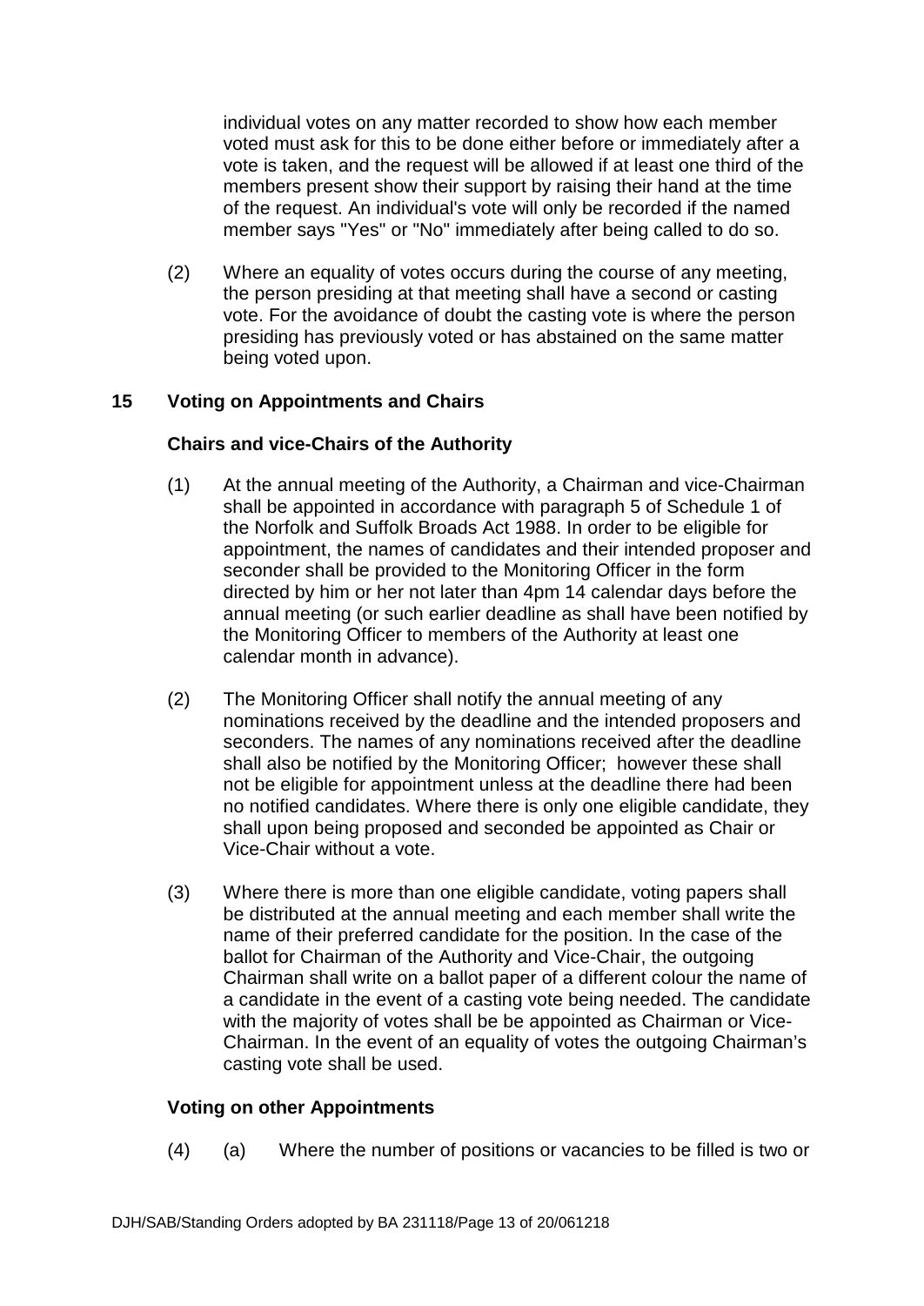individual votes on any matter recorded to show how each member voted must ask for this to be done either before or immediately after a vote is taken, and the request will be allowed if at least one third of the members present show their support by raising their hand at the time of the request. An individual's vote will only be recorded if the named member says "Yes" or "No" immediately after being called to do so.

(2) Where an equality of votes occurs during the course of any meeting, the person presiding at that meeting shall have a second or casting vote. For the avoidance of doubt the casting vote is where the person presiding has previously voted or has abstained on the same matter being voted upon.

## 15 Voting on Appointments and Chairs

### Chairs and vice-Chairs of the Authority

(1) At the annual meeting of the Authority, a Chairman and vice-Chairman shall be appointed in accordance with paragraph 5 of Schedule 1 of the Norfolk and Suffolk Broads Act 1988. In order to be eligible for appointment, the names of candidates and their intended proposer and seconder shall be provided to the Monitoring Officer in the form directed by him or her not later than 4pm 14 calendar days before the annual meeting (or such earlier deadline as shall have been notified by the Monitoring Officer to members of the Authority at least one calendar month in advance).

(2) The Monitoring Officer shall notify the annual meeting of any nominations received by the deadline and the intended proposers and seconders. The names of any nominations received after the deadline shall also be notified by the Monitoring Officer; however these shall not be eligible for appointment unless at the deadline there had been no notified candidates. Where there is only one eligible candidate, they shall upon being proposed and seconded be appointed as Chair or Vice-Chair without a vote.

(3) Where there is more than one eligible candidate, voting papers shall be distributed at the annual meeting and each member shall write the name of their preferred candidate for the position. In the case of the ballot for Chairman of the Authority and Vice-Chair, the outgoing Chairman shall write on a ballot paper of a different colour the name of a candidate in the event of a casting vote being needed. The candidate with the majority of votes shall be be appointed as Chairman or Vice-Chairman. In the event of an equality of votes the outgoing Chairman's casting vote shall be used.

### Voting on other Appointments

(4) (a) Where the number of positions or vacancies to be filled is two or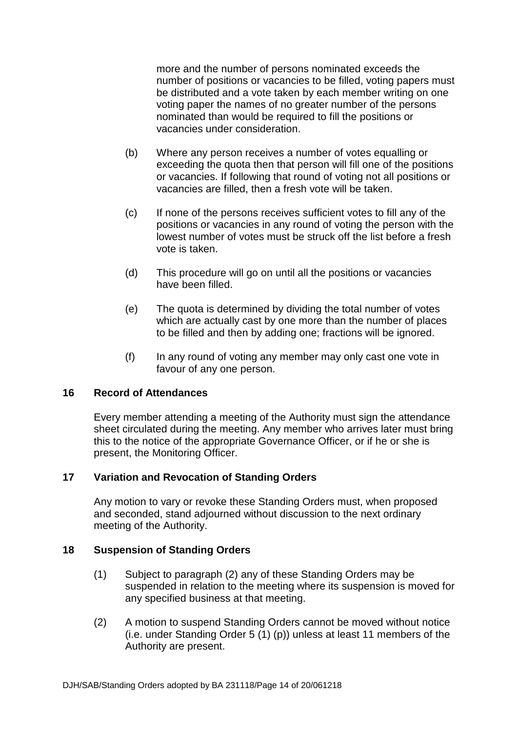more and the number of persons nominated exceeds the number of positions or vacancies to be filled, voting papers must be distributed and a vote taken by each member writing on one voting paper the names of no greater number of the persons nominated than would be required to fill the positions or vacancies under consideration.

(b) Where any person receives a number of votes equalling or exceeding the quota then that person will fill one of the positions or vacancies. If following that round of voting not all positions or vacancies are filled, then a fresh vote will be taken.

(c) If none of the persons receives sufficient votes to fill any of the positions or vacancies in any round of voting the person with the lowest number of votes must be struck off the list before a fresh vote is taken.

(d) This procedure will go on until all the positions or vacancies have been filled.

(e) The quota is determined by dividing the total number of votes which are actually cast by one more than the number of places to be filled and then by adding one; fractions will be ignored.

(f) In any round of voting any member may only cast one vote in favour of any one person.

## 16 Record of Attendances

Every member attending a meeting of the Authority must sign the attendance sheet circulated during the meeting. Any member who arrives later must bring this to the notice of the appropriate Governance Officer, or if he or she is present, the Monitoring Officer.

## 17 Variation and Revocation of Standing Orders

Any motion to vary or revoke these Standing Orders must, when proposed and seconded, stand adjourned without discussion to the next ordinary meeting of the Authority.

## 18 Suspension of Standing Orders

(1) Subject to paragraph (2) any of these Standing Orders may be suspended in relation to the meeting where its suspension is moved for any specified business at that meeting.

(2) A motion to suspend Standing Orders cannot be moved without notice (i.e. under Standing Order 5 (1) (p)) unless at least 11 members of the Authority are present.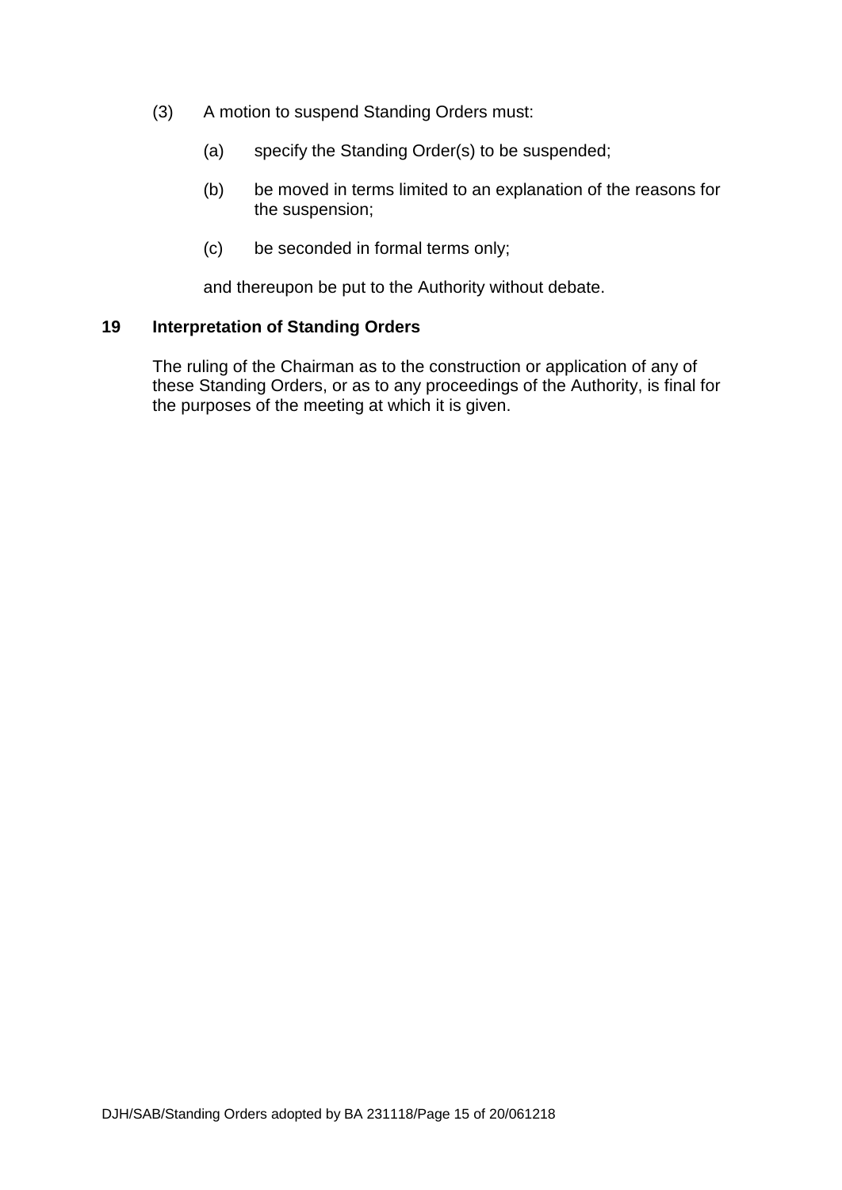(3) A motion to suspend Standing Orders must:

(a) specify the Standing Order(s) to be suspended;

(b) be moved in terms limited to an explanation of the reasons for the suspension;

(c) be seconded in formal terms only;

and thereupon be put to the Authority without debate.

## 19 Interpretation of Standing Orders

The ruling of the Chairman as to the construction or application of any of these Standing Orders, or as to any proceedings of the Authority, is final for the purposes of the meeting at which it is given.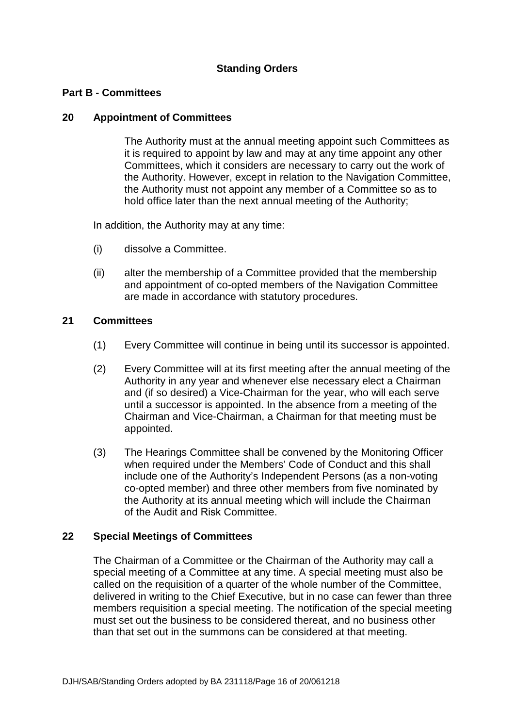# Standing Orders

## Part B - Committees

### 20 Appointment of Committees

The Authority must at the annual meeting appoint such Committees as it is required to appoint by law and may at any time appoint any other Committees, which it considers are necessary to carry out the work of the Authority. However, except in relation to the Navigation Committee, the Authority must not appoint any member of a Committee so as to hold office later than the next annual meeting of the Authority;

In addition, the Authority may at any time:

(i) dissolve a Committee.

(ii) alter the membership of a Committee provided that the membership and appointment of co-opted members of the Navigation Committee are made in accordance with statutory procedures.

### 21 Committees

(1) Every Committee will continue in being until its successor is appointed.

(2) Every Committee will at its first meeting after the annual meeting of the Authority in any year and whenever else necessary elect a Chairman and (if so desired) a Vice-Chairman for the year, who will each serve until a successor is appointed. In the absence from a meeting of the Chairman and Vice-Chairman, a Chairman for that meeting must be appointed.

(3) The Hearings Committee shall be convened by the Monitoring Officer when required under the Members' Code of Conduct and this shall include one of the Authority's Independent Persons (as a non-voting co-opted member) and three other members from five nominated by the Authority at its annual meeting which will include the Chairman of the Audit and Risk Committee.

### 22 Special Meetings of Committees

The Chairman of a Committee or the Chairman of the Authority may call a special meeting of a Committee at any time. A special meeting must also be called on the requisition of a quarter of the whole number of the Committee, delivered in writing to the Chief Executive, but in no case can fewer than three members requisition a special meeting. The notification of the special meeting must set out the business to be considered thereat, and no business other than that set out in the summons can be considered at that meeting.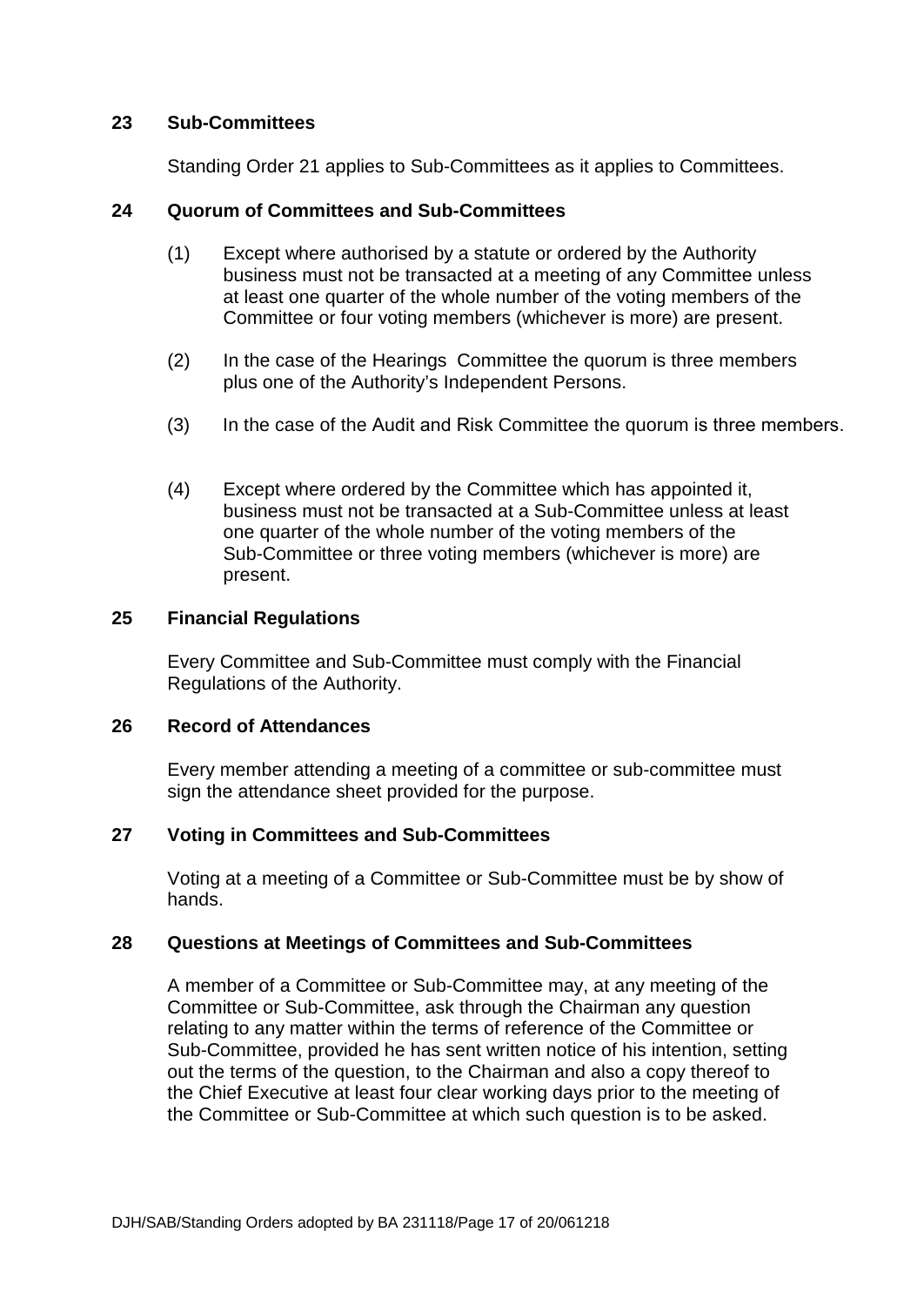## 23 Sub-Committees

Standing Order 21 applies to Sub-Committees as it applies to Committees.

## 24 Quorum of Committees and Sub-Committees

(1) Except where authorised by a statute or ordered by the Authority business must not be transacted at a meeting of any Committee unless at least one quarter of the whole number of the voting members of the Committee or four voting members (whichever is more) are present.

(2) In the case of the Hearings Committee the quorum is three members plus one of the Authority's Independent Persons.

(3) In the case of the Audit and Risk Committee the quorum is three members.

(4) Except where ordered by the Committee which has appointed it, business must not be transacted at a Sub-Committee unless at least one quarter of the whole number of the voting members of the Sub-Committee or three voting members (whichever is more) are present.

## 25 Financial Regulations

Every Committee and Sub-Committee must comply with the Financial Regulations of the Authority.

## 26 Record of Attendances

Every member attending a meeting of a committee or sub-committee must sign the attendance sheet provided for the purpose.

## 27 Voting in Committees and Sub-Committees

Voting at a meeting of a Committee or Sub-Committee must be by show of hands.

## 28 Questions at Meetings of Committees and Sub-Committees

A member of a Committee or Sub-Committee may, at any meeting of the Committee or Sub-Committee, ask through the Chairman any question relating to any matter within the terms of reference of the Committee or Sub-Committee, provided he has sent written notice of his intention, setting out the terms of the question, to the Chairman and also a copy thereof to the Chief Executive at least four clear working days prior to the meeting of the Committee or Sub-Committee at which such question is to be asked.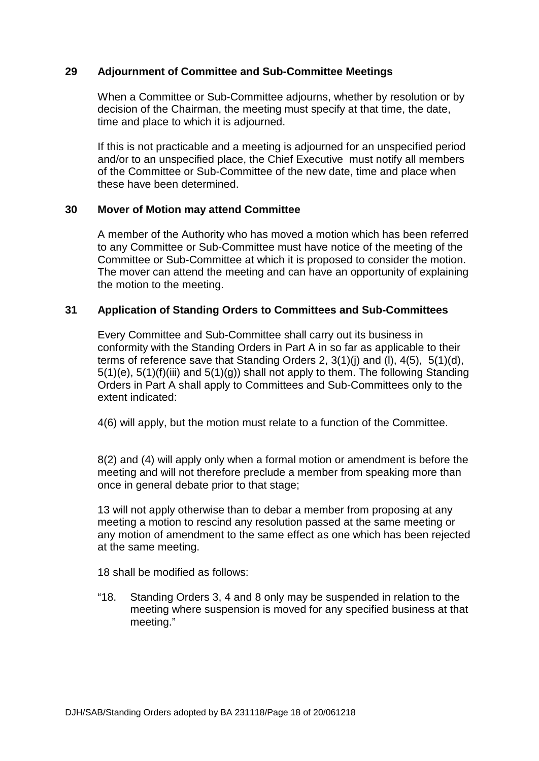## 29 Adjournment of Committee and Sub-Committee Meetings

When a Committee or Sub-Committee adjourns, whether by resolution or by decision of the Chairman, the meeting must specify at that time, the date, time and place to which it is adjourned.

If this is not practicable and a meeting is adjourned for an unspecified period and/or to an unspecified place, the Chief Executive must notify all members of the Committee or Sub-Committee of the new date, time and place when these have been determined.

## 30 Mover of Motion may attend Committee

A member of the Authority who has moved a motion which has been referred to any Committee or Sub-Committee must have notice of the meeting of the Committee or Sub-Committee at which it is proposed to consider the motion. The mover can attend the meeting and can have an opportunity of explaining the motion to the meeting.

## 31 Application of Standing Orders to Committees and Sub-Committees

Every Committee and Sub-Committee shall carry out its business in conformity with the Standing Orders in Part A in so far as applicable to their terms of reference save that Standing Orders 2, 3(1)(j) and (l), 4(5), 5(1)(d), 5(1)(e), 5(1)(f)(iii) and 5(1)(g)) shall not apply to them. The following Standing Orders in Part A shall apply to Committees and Sub-Committees only to the extent indicated:

4(6) will apply, but the motion must relate to a function of the Committee.

8(2) and (4) will apply only when a formal motion or amendment is before the meeting and will not therefore preclude a member from speaking more than once in general debate prior to that stage;

13 will not apply otherwise than to debar a member from proposing at any meeting a motion to rescind any resolution passed at the same meeting or any motion of amendment to the same effect as one which has been rejected at the same meeting.

18 shall be modified as follows:

"18. Standing Orders 3, 4 and 8 only may be suspended in relation to the meeting where suspension is moved for any specified business at that meeting."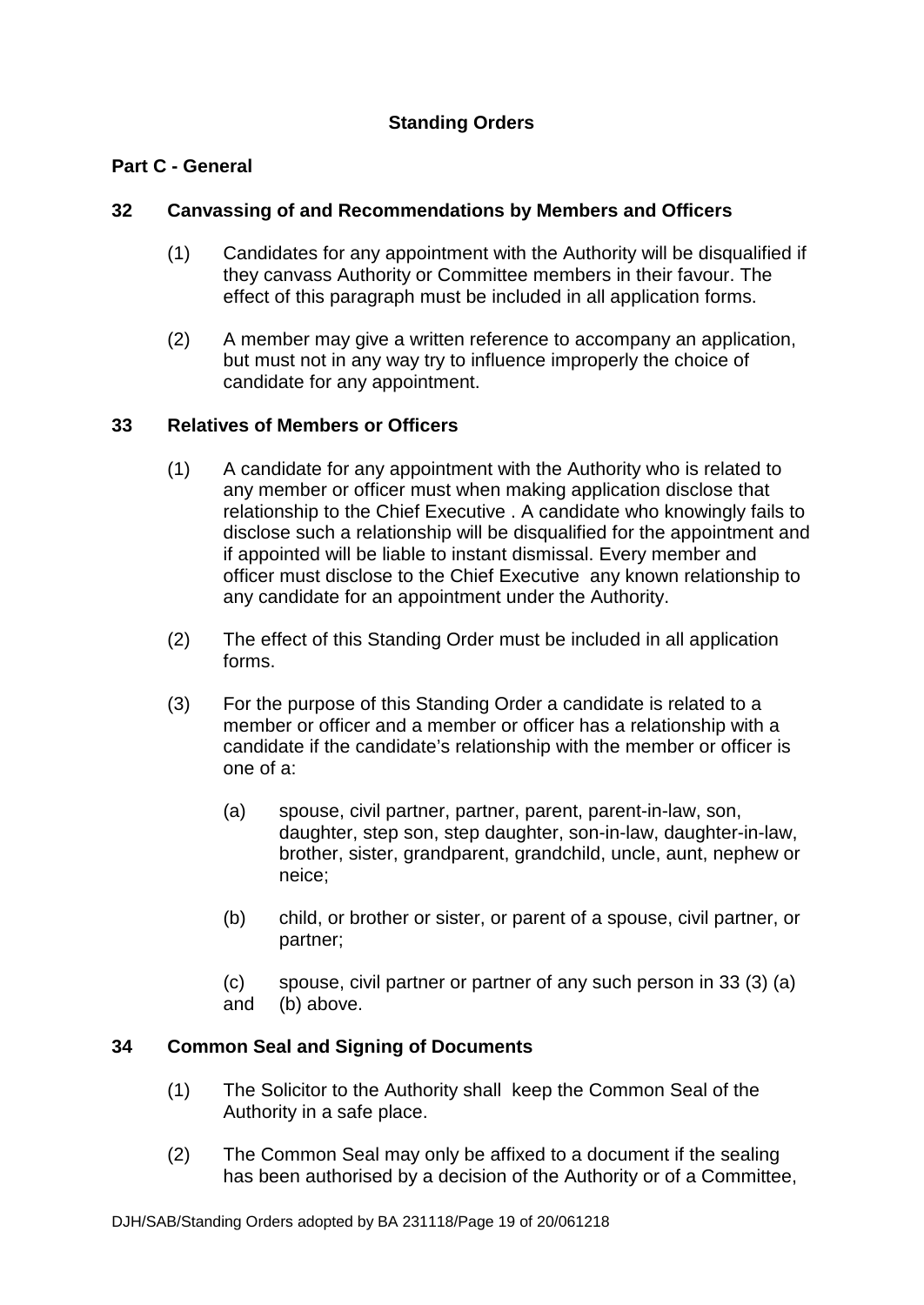## Standing Orders

### Part C - General

### 32 Canvassing of and Recommendations by Members and Officers

(1) Candidates for any appointment with the Authority will be disqualified if they canvass Authority or Committee members in their favour. The effect of this paragraph must be included in all application forms.

(2) A member may give a written reference to accompany an application, but must not in any way try to influence improperly the choice of candidate for any appointment.

### 33 Relatives of Members or Officers

(1) A candidate for any appointment with the Authority who is related to any member or officer must when making application disclose that relationship to the Chief Executive . A candidate who knowingly fails to disclose such a relationship will be disqualified for the appointment and if appointed will be liable to instant dismissal. Every member and officer must disclose to the Chief Executive any known relationship to any candidate for an appointment under the Authority.

(2) The effect of this Standing Order must be included in all application forms.

(3) For the purpose of this Standing Order a candidate is related to a member or officer and a member or officer has a relationship with a candidate if the candidate's relationship with the member or officer is one of a:

(a) spouse, civil partner, partner, parent, parent-in-law, son, daughter, step son, step daughter, son-in-law, daughter-in-law, brother, sister, grandparent, grandchild, uncle, aunt, nephew or neice;

(b) child, or brother or sister, or parent of a spouse, civil partner, or partner;

(c) spouse, civil partner or partner of any such person in 33 (3) (a) and (b) above.

### 34 Common Seal and Signing of Documents

(1) The Solicitor to the Authority shall keep the Common Seal of the Authority in a safe place.

(2) The Common Seal may only be affixed to a document if the sealing has been authorised by a decision of the Authority or of a Committee,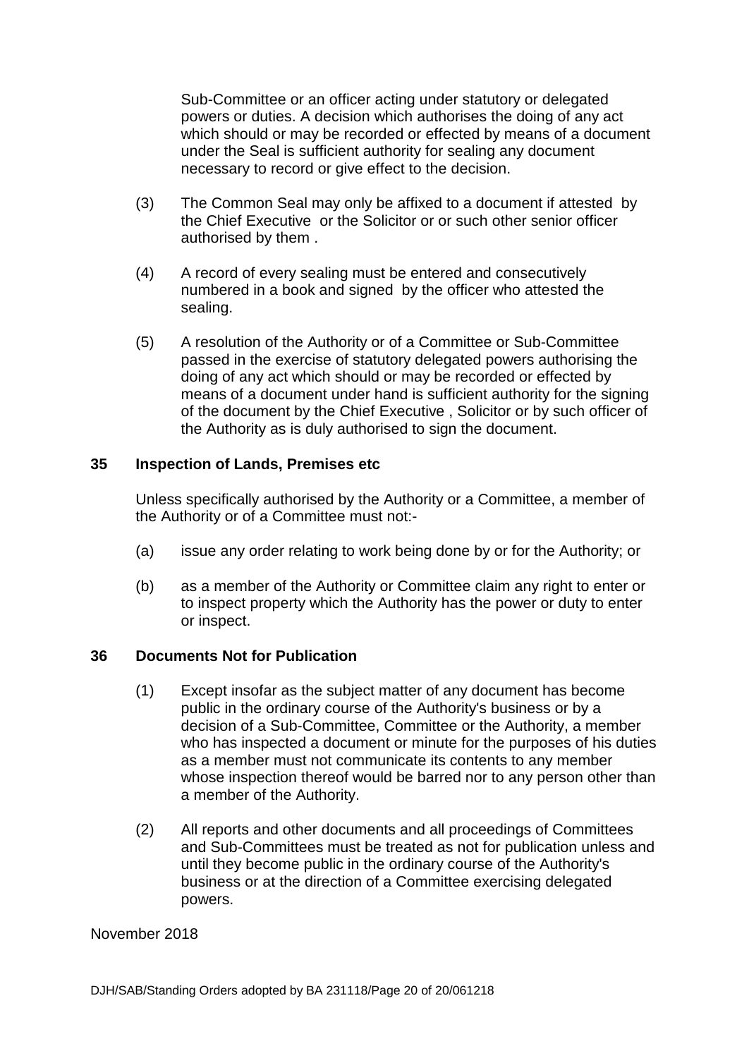Sub-Committee or an officer acting under statutory or delegated powers or duties. A decision which authorises the doing of any act which should or may be recorded or effected by means of a document under the Seal is sufficient authority for sealing any document necessary to record or give effect to the decision.

(3) The Common Seal may only be affixed to a document if attested by the Chief Executive or the Solicitor or or such other senior officer authorised by them .

(4) A record of every sealing must be entered and consecutively numbered in a book and signed by the officer who attested the sealing.

(5) A resolution of the Authority or of a Committee or Sub-Committee passed in the exercise of statutory delegated powers authorising the doing of any act which should or may be recorded or effected by means of a document under hand is sufficient authority for the signing of the document by the Chief Executive , Solicitor or by such officer of the Authority as is duly authorised to sign the document.

## 35 Inspection of Lands, Premises etc

Unless specifically authorised by the Authority or a Committee, a member of the Authority or of a Committee must not:-

(a) issue any order relating to work being done by or for the Authority; or

(b) as a member of the Authority or Committee claim any right to enter or to inspect property which the Authority has the power or duty to enter or inspect.

## 36 Documents Not for Publication

(1) Except insofar as the subject matter of any document has become public in the ordinary course of the Authority's business or by a decision of a Sub-Committee, Committee or the Authority, a member who has inspected a document or minute for the purposes of his duties as a member must not communicate its contents to any member whose inspection thereof would be barred nor to any person other than a member of the Authority.

(2) All reports and other documents and all proceedings of Committees and Sub-Committees must be treated as not for publication unless and until they become public in the ordinary course of the Authority's business or at the direction of a Committee exercising delegated powers.

November 2018